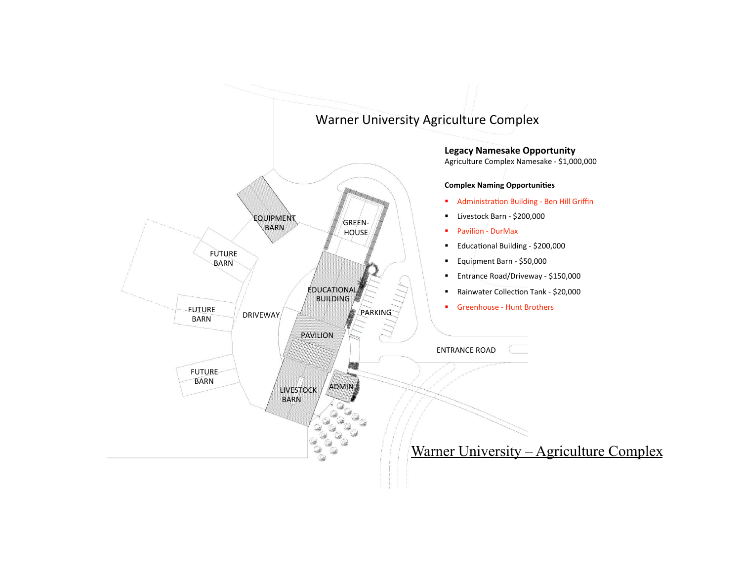# Warner University Agriculture Complex

**Legacy Namesake Opportunity**

Agriculture Complex Namesake - $1,000,000

**Complex Naming Opportunities**

- Administration Building - Ben Hill Griffin
- Livestock Barn - $200,000
- Pavilion - DurMax
- Educational Building - $200,000
- Equipment Barn - $50,000
- Entrance Road/Driveway - $150,000
- Rainwater Collection Tank - $20,000
- Greenhouse - Hunt Brothers

EQUIPMENT BARN

GREEN-HOUSE

FUTURE BARN

EDUCATIONAL BUILDING

FUTURE BARN

DRIVEWAY

PARKING

PAVILION

ENTRANCE ROAD

FUTURE BARN

LIVESTOCK BARN

ADMIN

<u>Warner University – Agriculture Complex</u>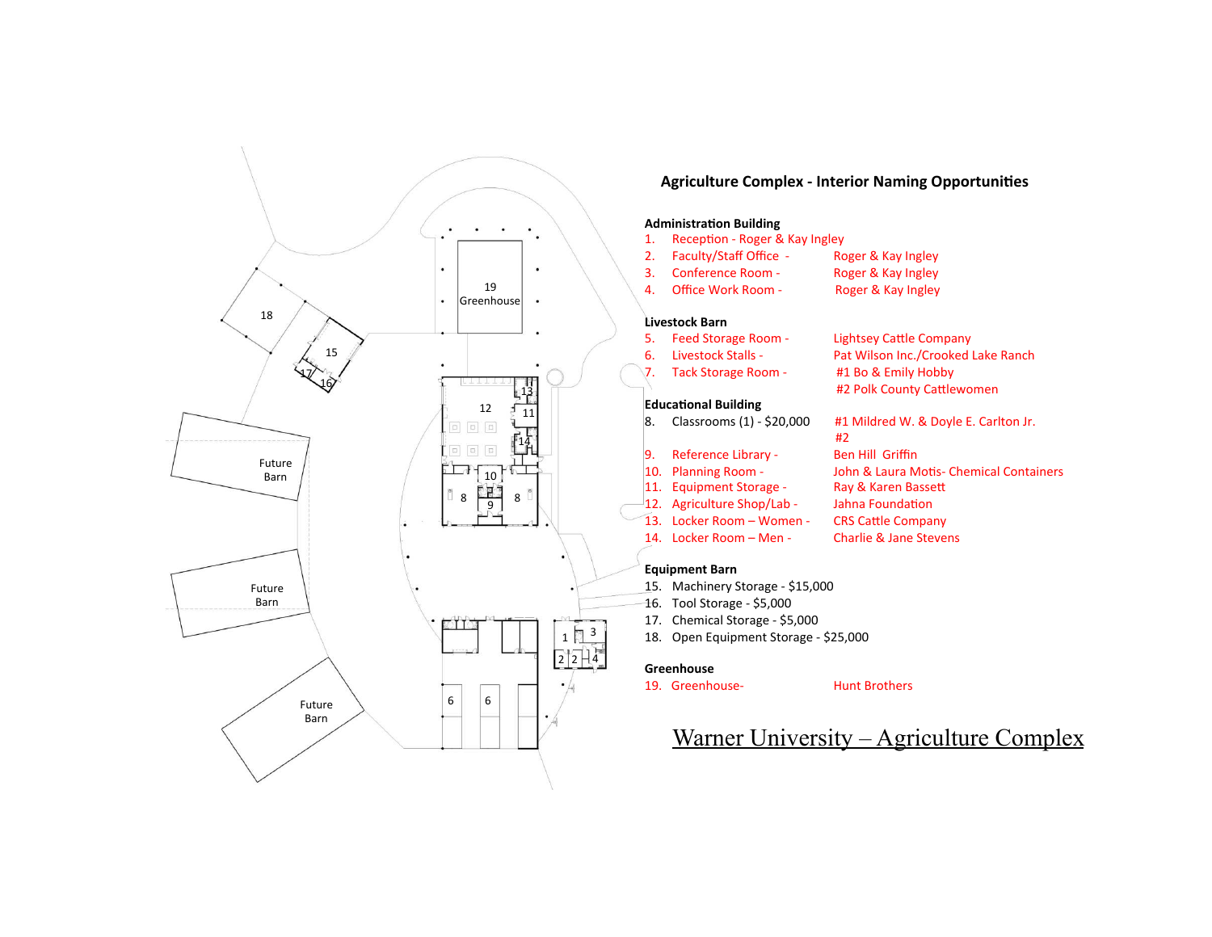## Agriculture Complex - Interior Naming Opportunities

### Administration Building

1. Reception - Roger & Kay Ingley
2. Faculty/Staff Office - Roger & Kay Ingley
3. Conference Room - Roger & Kay Ingley
4. Office Work Room - Roger & Kay Ingley

### Livestock Barn

5. Feed Storage Room - Lightsey Cattle Company
6. Livestock Stalls - Pat Wilson Inc./Crooked Lake Ranch
7. Tack Storage Room - #1 Bo & Emily Hobby
   #2 Polk County Cattlewomen

### Educational Building

8. Classrooms (1) - $20,000 #1 Mildred W. & Doyle E. Carlton Jr.
   #2
9. Reference Library - Ben Hill Griffin
10. Planning Room - John & Laura Motis- Chemical Containers
11. Equipment Storage - Ray & Karen Bassett
12. Agriculture Shop/Lab - Jahna Foundation
13. Locker Room – Women - CRS Cattle Company
14. Locker Room – Men - Charlie & Jane Stevens

### Equipment Barn

15. Machinery Storage - $15,000
16. Tool Storage - $5,000
17. Chemical Storage - $5,000
18. Open Equipment Storage - $25,000

### Greenhouse

19. Greenhouse- Hunt Brothers

Warner University – Agriculture Complex

19
Greenhouse
18
15
17
16
13
12
11
14
10
8
9
8
Future Barn
Future Barn
Future Barn
1
3
2
2
4
6
6